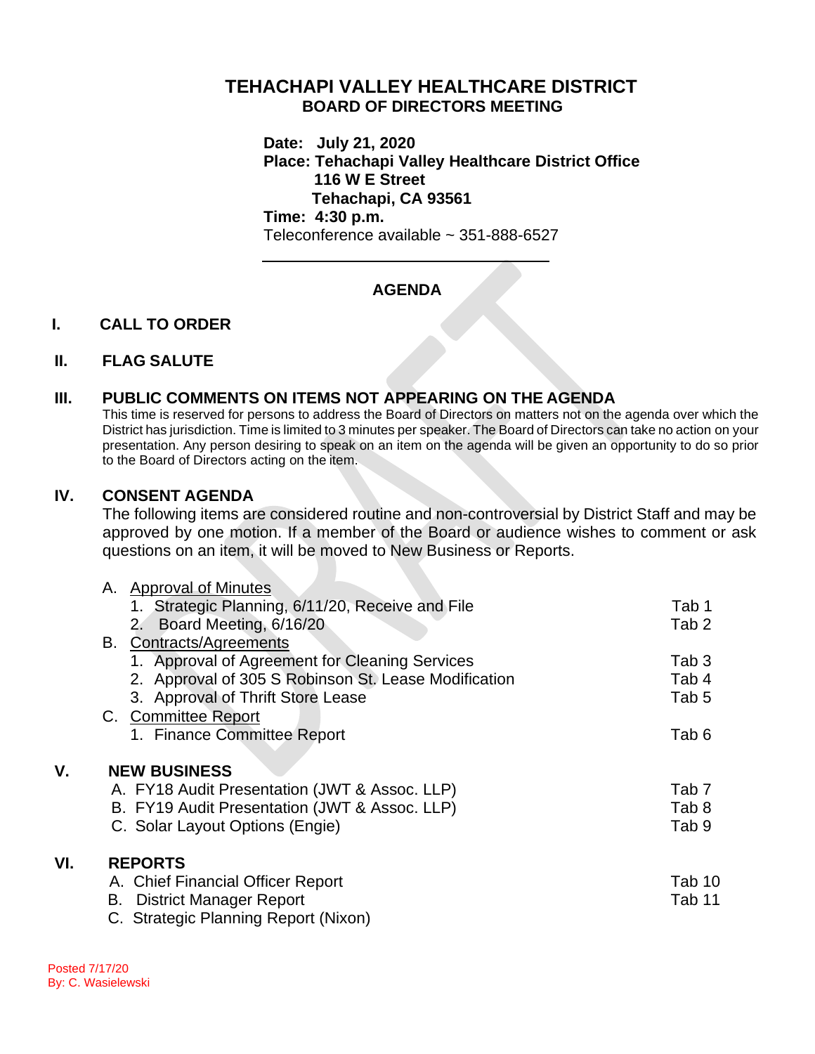# TEHACHAPI VALLEY HEALTHCARE DISTRICT
## BOARD OF DIRECTORS MEETING

**Date: July 21, 2020**
**Place: Tehachapi Valley Healthcare District Office**
**116 W E Street**
**Tehachapi, CA 93561**
**Time: 4:30 p.m.**
Teleconference available ~ 351-888-6527

---

## AGENDA

### I. CALL TO ORDER

### II. FLAG SALUTE

### III. PUBLIC COMMENTS ON ITEMS NOT APPEARING ON THE AGENDA

This time is reserved for persons to address the Board of Directors on matters not on the agenda over which the District has jurisdiction. Time is limited to 3 minutes per speaker. The Board of Directors can take no action on your presentation. Any person desiring to speak on an item on the agenda will be given an opportunity to do so prior to the Board of Directors acting on the item.

### IV. CONSENT AGENDA

The following items are considered routine and non-controversial by District Staff and may be approved by one motion. If a member of the Board or audience wishes to comment or ask questions on an item, it will be moved to New Business or Reports.

A. Approval of Minutes
   1. Strategic Planning, 6/11/20, Receive and File — Tab 1
   2. Board Meeting, 6/16/20 — Tab 2

B. Contracts/Agreements
   1. Approval of Agreement for Cleaning Services — Tab 3
   2. Approval of 305 S Robinson St. Lease Modification — Tab 4
   3. Approval of Thrift Store Lease — Tab 5

C. Committee Report
   1. Finance Committee Report — Tab 6

### V. NEW BUSINESS

A. FY18 Audit Presentation (JWT & Assoc. LLP) — Tab 7
B. FY19 Audit Presentation (JWT & Assoc. LLP) — Tab 8
C. Solar Layout Options (Engie) — Tab 9

### VI. REPORTS

A. Chief Financial Officer Report — Tab 10
B. District Manager Report — Tab 11
C. Strategic Planning Report (Nixon)

Posted 7/17/20
By: C. Wasielewski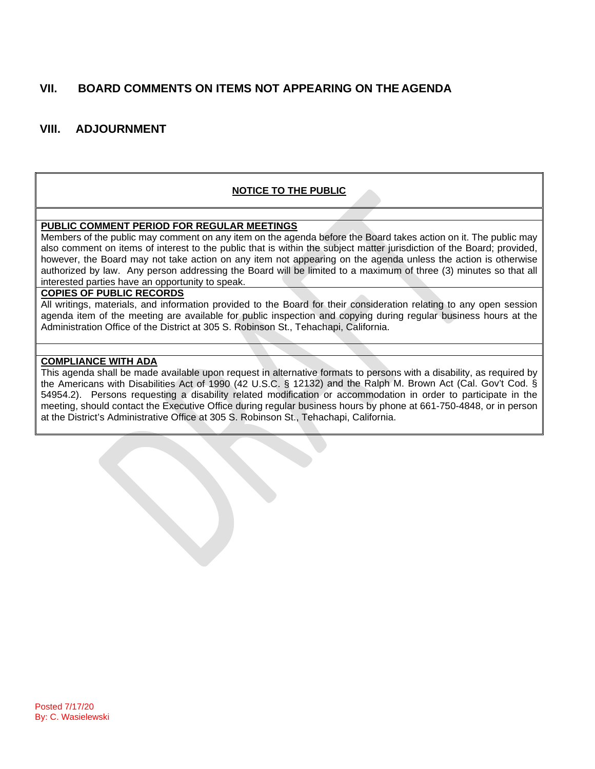## VII. BOARD COMMENTS ON ITEMS NOT APPEARING ON THE AGENDA

## VIII. ADJOURNMENT

**NOTICE TO THE PUBLIC**

**PUBLIC COMMENT PERIOD FOR REGULAR MEETINGS**

Members of the public may comment on any item on the agenda before the Board takes action on it. The public may also comment on items of interest to the public that is within the subject matter jurisdiction of the Board; provided, however, the Board may not take action on any item not appearing on the agenda unless the action is otherwise authorized by law. Any person addressing the Board will be limited to a maximum of three (3) minutes so that all interested parties have an opportunity to speak.

**COPIES OF PUBLIC RECORDS**

All writings, materials, and information provided to the Board for their consideration relating to any open session agenda item of the meeting are available for public inspection and copying during regular business hours at the Administration Office of the District at 305 S. Robinson St., Tehachapi, California.

**COMPLIANCE WITH ADA**

This agenda shall be made available upon request in alternative formats to persons with a disability, as required by the Americans with Disabilities Act of 1990 (42 U.S.C. § 12132) and the Ralph M. Brown Act (Cal. Gov't Cod. § 54954.2). Persons requesting a disability related modification or accommodation in order to participate in the meeting, should contact the Executive Office during regular business hours by phone at 661-750-4848, or in person at the District's Administrative Office at 305 S. Robinson St., Tehachapi, California.

Posted 7/17/20
By: C. Wasielewski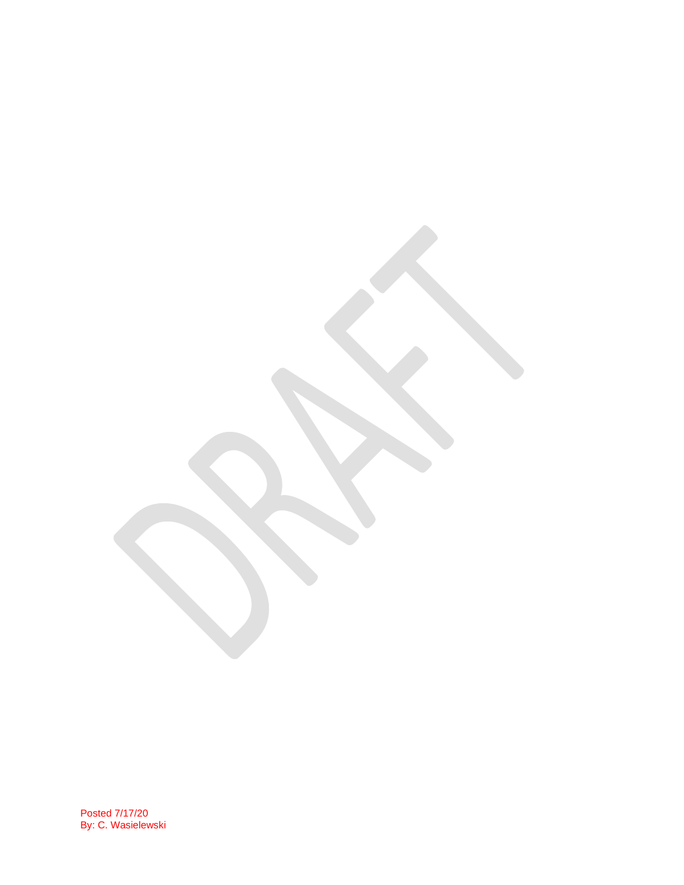Posted 7/17/20
By: C. Wasielewski